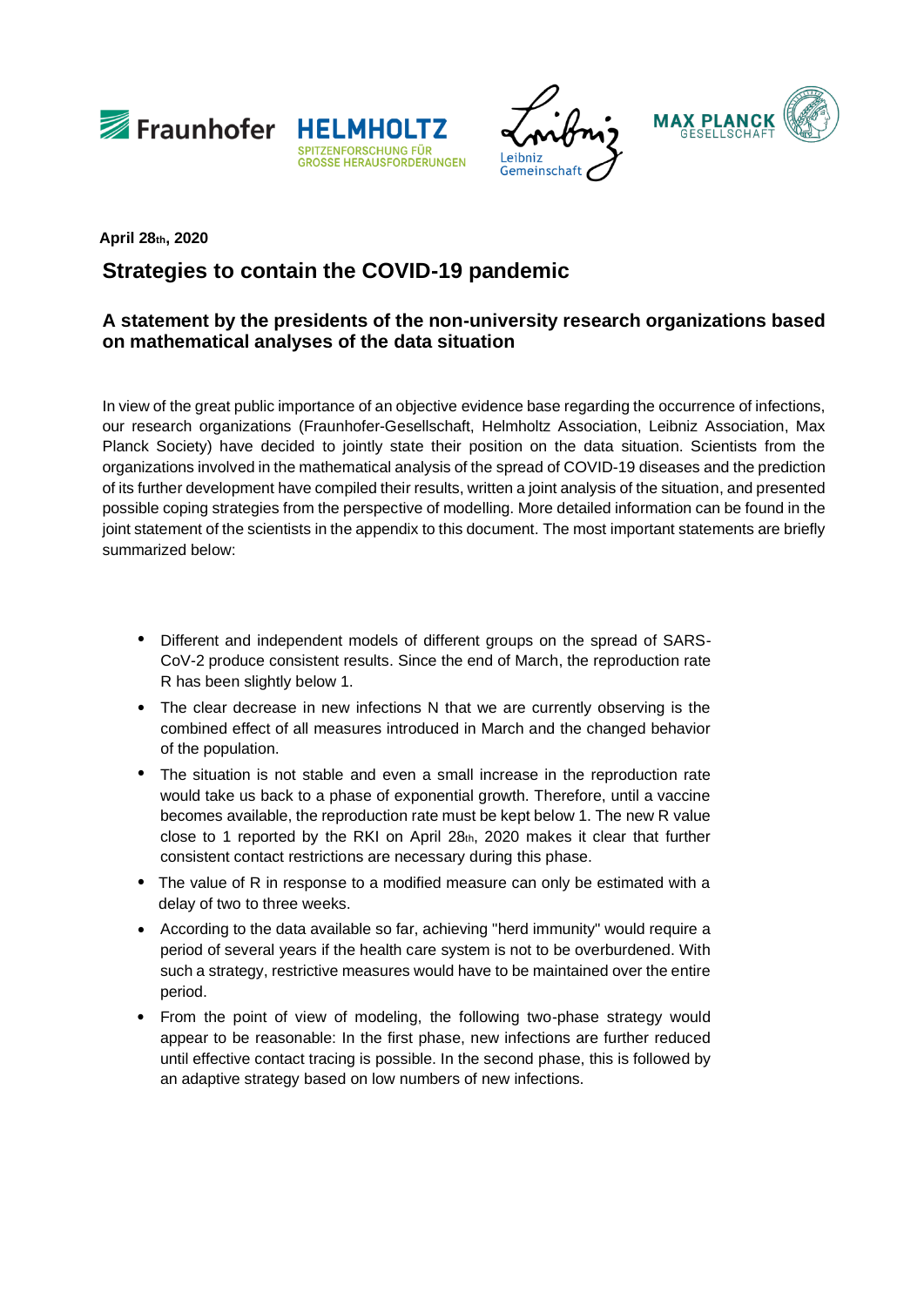**April 28th, 2020**

# Strategies to contain the COVID-19 pandemic

## A statement by the presidents of the non-university research organizations based on mathematical analyses of the data situation

In view of the great public importance of an objective evidence base regarding the occurrence of infections, our research organizations (Fraunhofer-Gesellschaft, Helmholtz Association, Leibniz Association, Max Planck Society) have decided to jointly state their position on the data situation. Scientists from the organizations involved in the mathematical analysis of the spread of COVID-19 diseases and the prediction of its further development have compiled their results, written a joint analysis of the situation, and presented possible coping strategies from the perspective of modelling. More detailed information can be found in the joint statement of the scientists in the appendix to this document. The most important statements are briefly summarized below:

- Different and independent models of different groups on the spread of SARS-CoV-2 produce consistent results. Since the end of March, the reproduction rate R has been slightly below 1.
- The clear decrease in new infections N that we are currently observing is the combined effect of all measures introduced in March and the changed behavior of the population.
- The situation is not stable and even a small increase in the reproduction rate would take us back to a phase of exponential growth. Therefore, until a vaccine becomes available, the reproduction rate must be kept below 1. The new R value close to 1 reported by the RKI on April 28th, 2020 makes it clear that further consistent contact restrictions are necessary during this phase.
- The value of R in response to a modified measure can only be estimated with a delay of two to three weeks.
- According to the data available so far, achieving "herd immunity" would require a period of several years if the health care system is not to be overburdened. With such a strategy, restrictive measures would have to be maintained over the entire period.
- From the point of view of modeling, the following two-phase strategy would appear to be reasonable: In the first phase, new infections are further reduced until effective contact tracing is possible. In the second phase, this is followed by an adaptive strategy based on low numbers of new infections.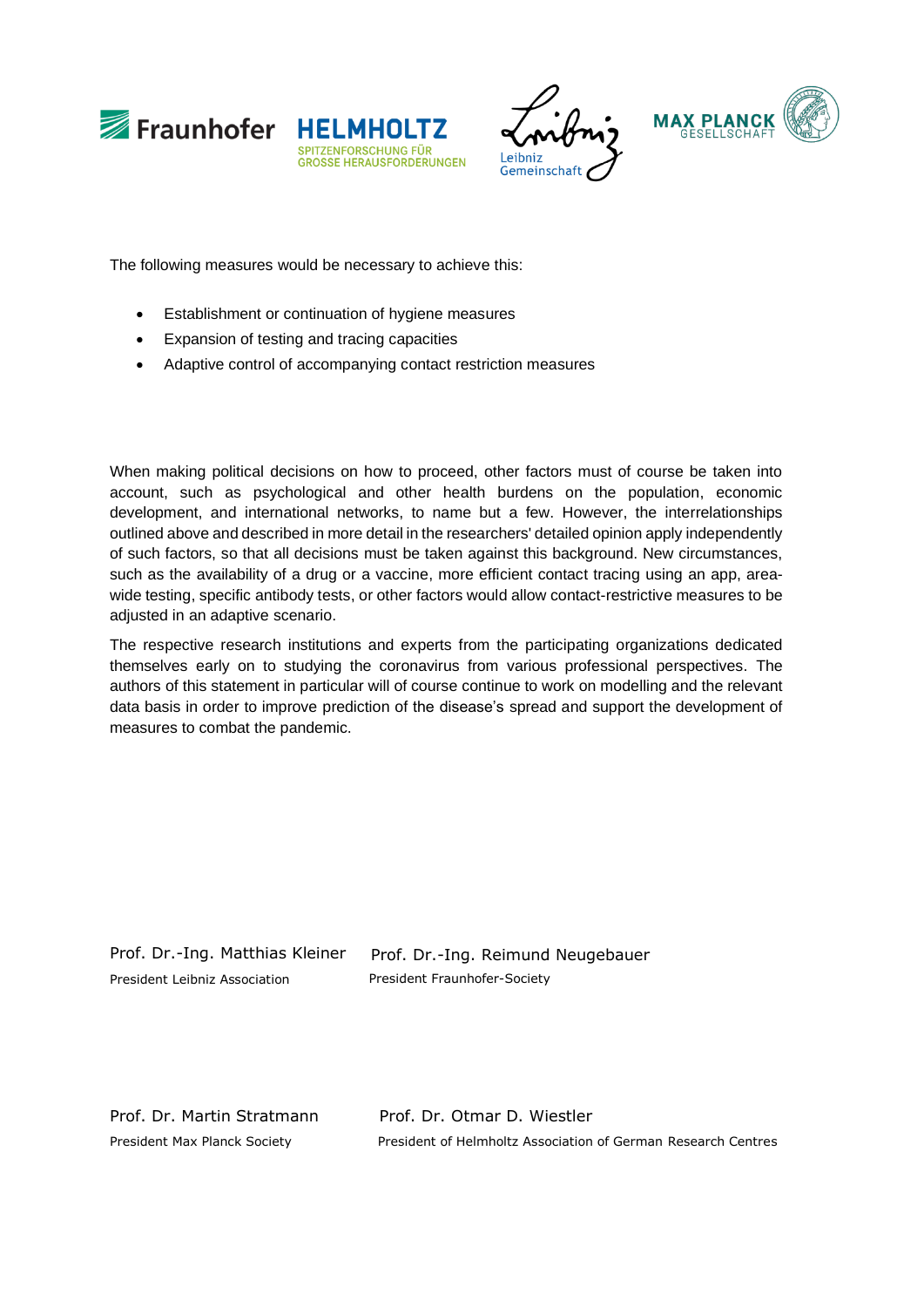The following measures would be necessary to achieve this:

- Establishment or continuation of hygiene measures
- Expansion of testing and tracing capacities
- Adaptive control of accompanying contact restriction measures

When making political decisions on how to proceed, other factors must of course be taken into account, such as psychological and other health burdens on the population, economic development, and international networks, to name but a few. However, the interrelationships outlined above and described in more detail in the researchers' detailed opinion apply independently of such factors, so that all decisions must be taken against this background. New circumstances, such as the availability of a drug or a vaccine, more efficient contact tracing using an app, area-wide testing, specific antibody tests, or other factors would allow contact-restrictive measures to be adjusted in an adaptive scenario.

The respective research institutions and experts from the participating organizations dedicated themselves early on to studying the coronavirus from various professional perspectives. The authors of this statement in particular will of course continue to work on modelling and the relevant data basis in order to improve prediction of the disease's spread and support the development of measures to combat the pandemic.

Prof. Dr.-Ing. Matthias Kleiner
President Leibniz Association

Prof. Dr.-Ing. Reimund Neugebauer
President Fraunhofer-Society

Prof. Dr. Martin Stratmann
President Max Planck Society

Prof. Dr. Otmar D. Wiestler
President of Helmholtz Association of German Research Centres